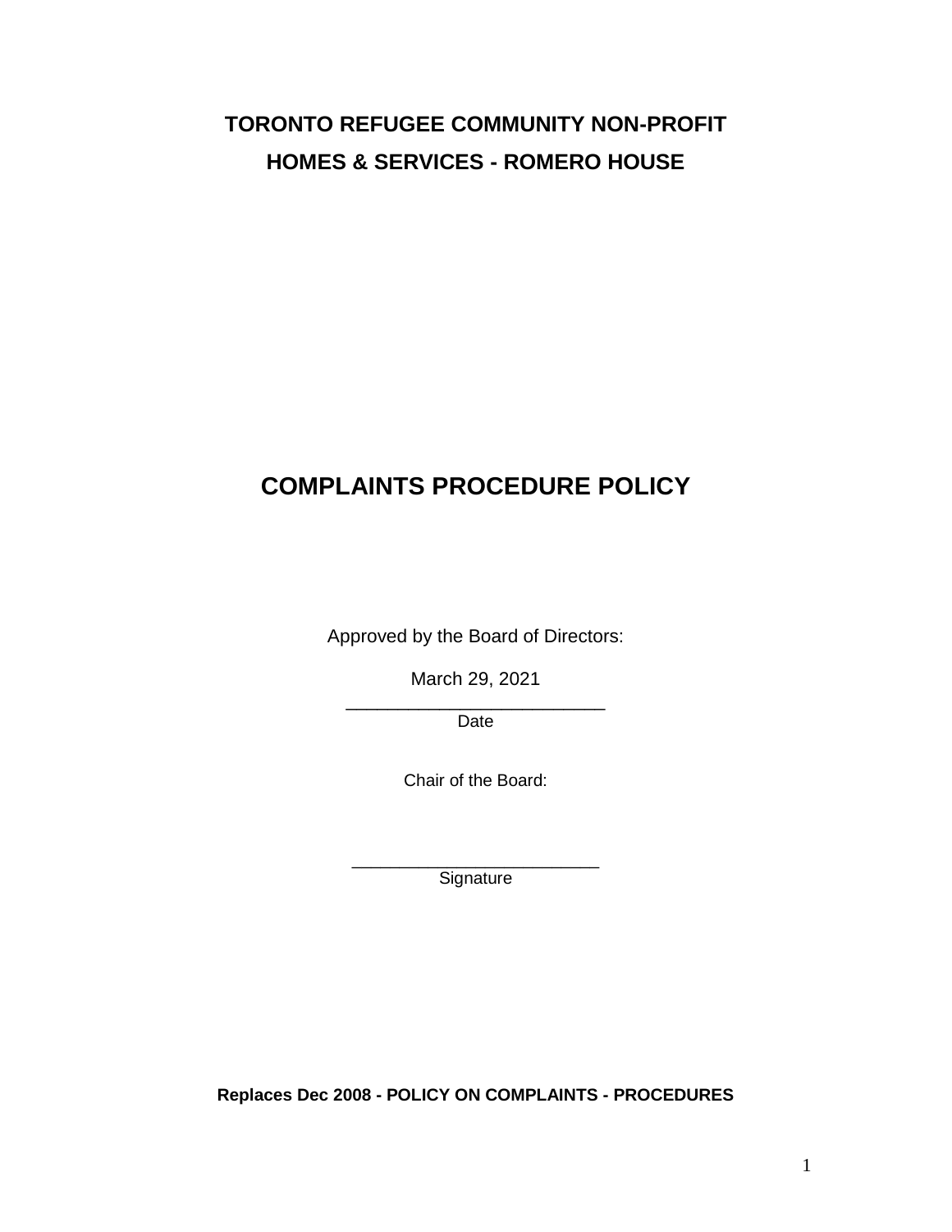**TORONTO REFUGEE COMMUNITY NON-PROFIT**

**HOMES & SERVICES - ROMERO HOUSE**

# COMPLAINTS PROCEDURE POLICY

Approved by the Board of Directors:

March 29, 2021

\_\_\_\_\_\_\_\_\_\_\_\_\_\_\_\_\_\_\_\_\_\_\_\_\_\_

Date

Chair of the Board:

\_\_\_\_\_\_\_\_\_\_\_\_\_\_\_\_\_\_\_\_\_\_\_\_\_\_

Signature

**Replaces Dec 2008 - POLICY ON COMPLAINTS - PROCEDURES**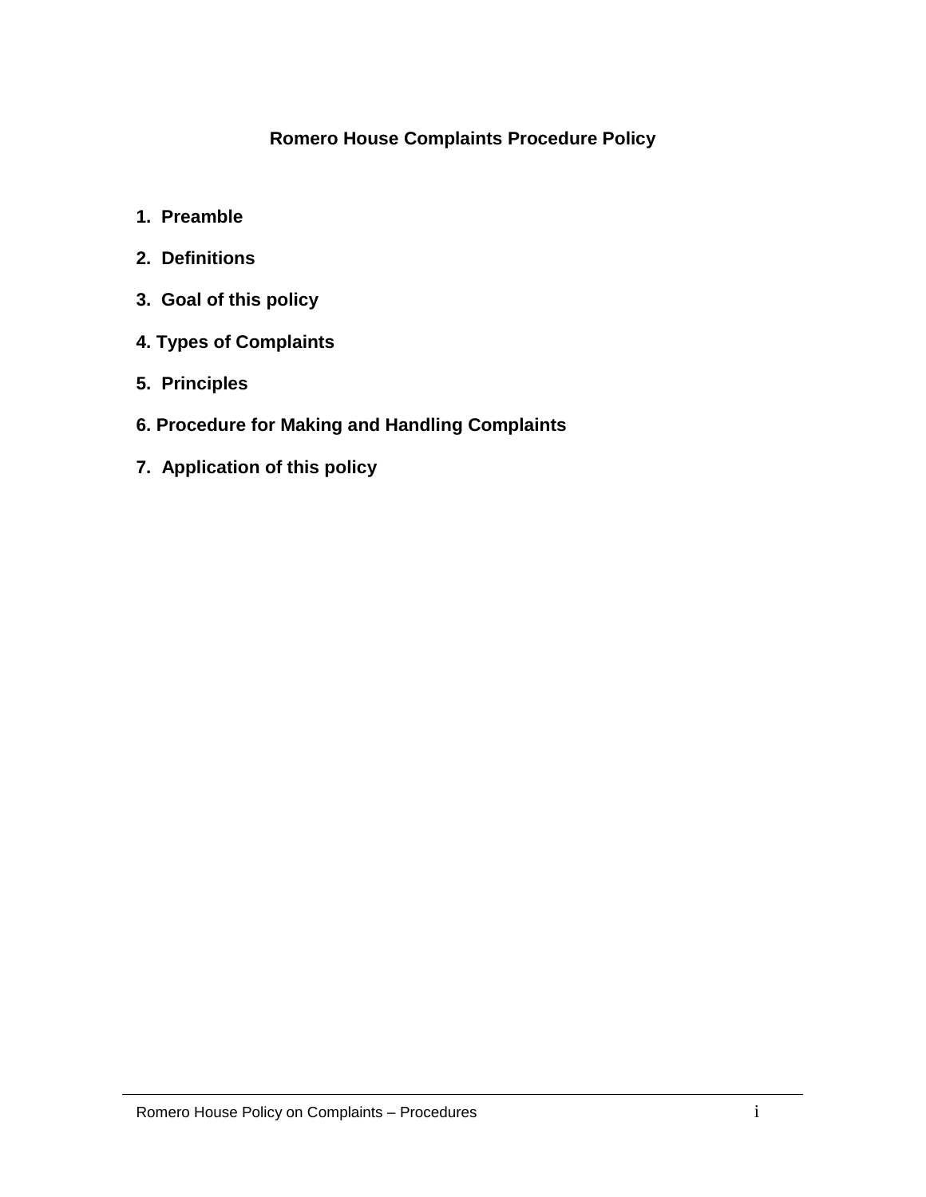# Romero House Complaints Procedure Policy

1. **Preamble**
2. **Definitions**
3. **Goal of this policy**
4. **Types of Complaints**
5. **Principles**
6. **Procedure for Making and Handling Complaints**
7. **Application of this policy**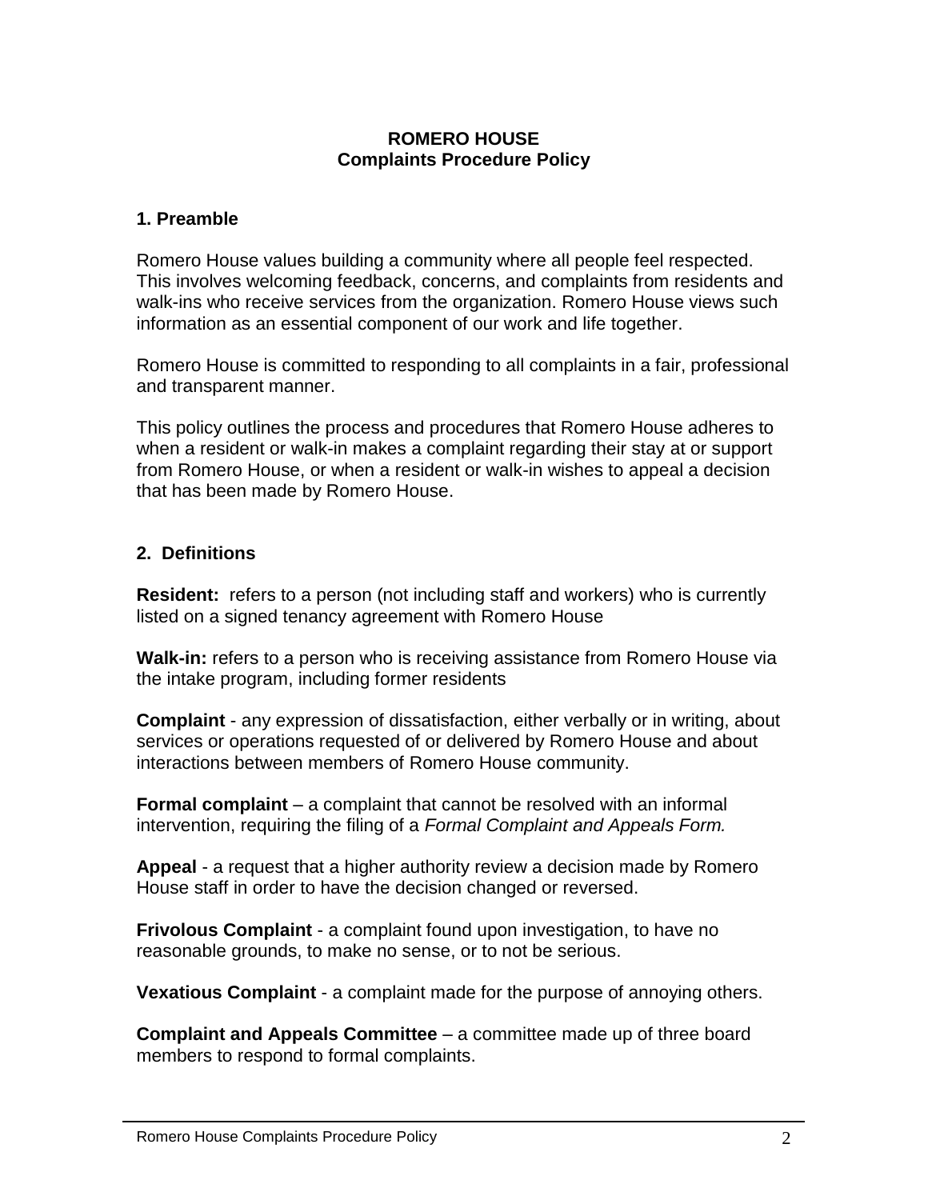**ROMERO HOUSE**
**Complaints Procedure Policy**

## 1. Preamble

Romero House values building a community where all people feel respected. This involves welcoming feedback, concerns, and complaints from residents and walk-ins who receive services from the organization. Romero House views such information as an essential component of our work and life together.

Romero House is committed to responding to all complaints in a fair, professional and transparent manner.

This policy outlines the process and procedures that Romero House adheres to when a resident or walk-in makes a complaint regarding their stay at or support from Romero House, or when a resident or walk-in wishes to appeal a decision that has been made by Romero House.

## 2. Definitions

**Resident:** refers to a person (not including staff and workers) who is currently listed on a signed tenancy agreement with Romero House

**Walk-in:** refers to a person who is receiving assistance from Romero House via the intake program, including former residents

**Complaint** - any expression of dissatisfaction, either verbally or in writing, about services or operations requested of or delivered by Romero House and about interactions between members of Romero House community.

**Formal complaint** – a complaint that cannot be resolved with an informal intervention, requiring the filing of a *Formal Complaint and Appeals Form.*

**Appeal** - a request that a higher authority review a decision made by Romero House staff in order to have the decision changed or reversed.

**Frivolous Complaint** - a complaint found upon investigation, to have no reasonable grounds, to make no sense, or to not be serious.

**Vexatious Complaint** - a complaint made for the purpose of annoying others.

**Complaint and Appeals Committee** – a committee made up of three board members to respond to formal complaints.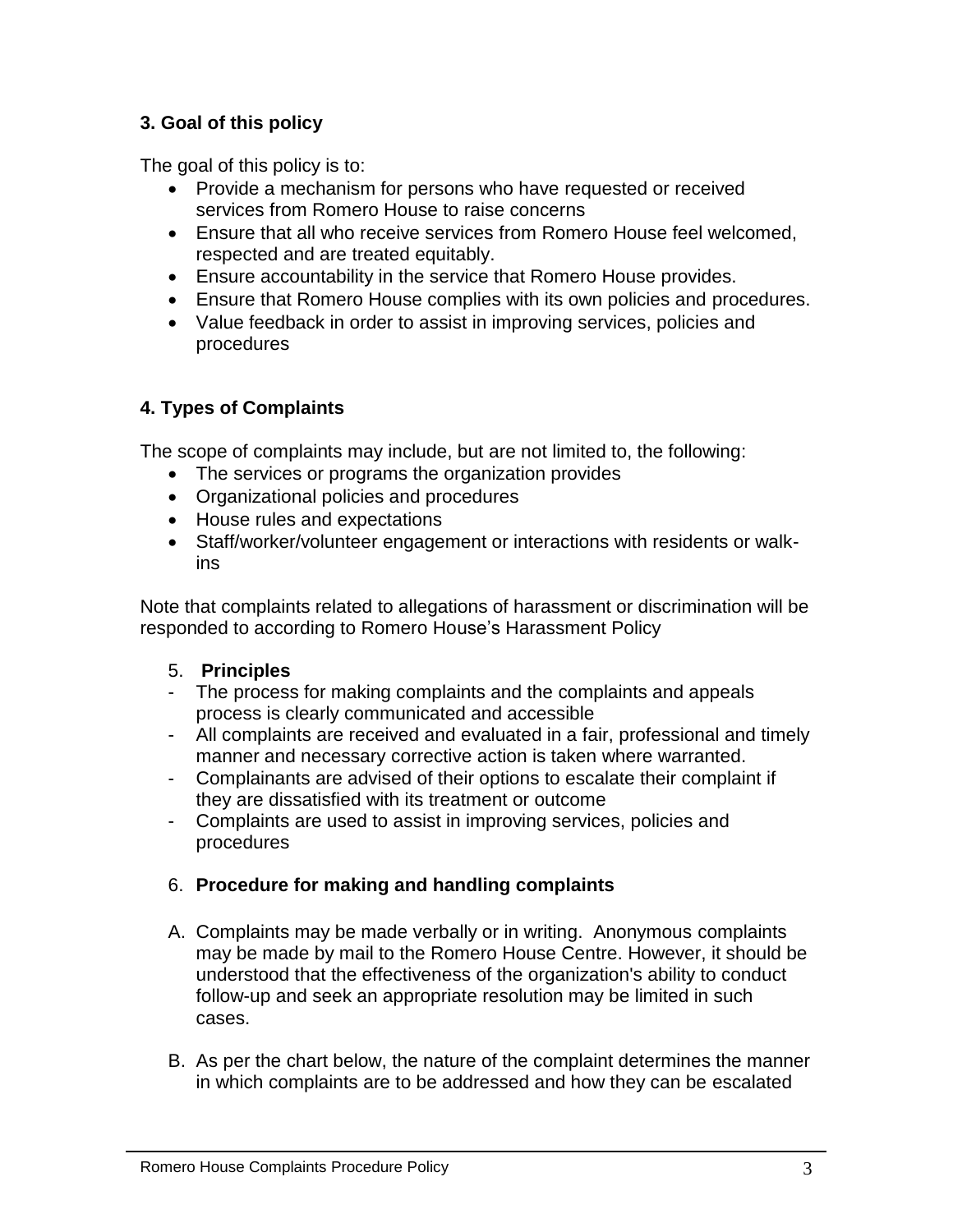## 3. Goal of this policy

The goal of this policy is to:

- Provide a mechanism for persons who have requested or received services from Romero House to raise concerns
- Ensure that all who receive services from Romero House feel welcomed, respected and are treated equitably.
- Ensure accountability in the service that Romero House provides.
- Ensure that Romero House complies with its own policies and procedures.
- Value feedback in order to assist in improving services, policies and procedures

## 4. Types of Complaints

The scope of complaints may include, but are not limited to, the following:

- The services or programs the organization provides
- Organizational policies and procedures
- House rules and expectations
- Staff/worker/volunteer engagement or interactions with residents or walk-ins

Note that complaints related to allegations of harassment or discrimination will be responded to according to Romero House's Harassment Policy

## 5. Principles

- The process for making complaints and the complaints and appeals process is clearly communicated and accessible
- All complaints are received and evaluated in a fair, professional and timely manner and necessary corrective action is taken where warranted.
- Complainants are advised of their options to escalate their complaint if they are dissatisfied with its treatment or outcome
- Complaints are used to assist in improving services, policies and procedures

## 6. Procedure for making and handling complaints

A. Complaints may be made verbally or in writing. Anonymous complaints may be made by mail to the Romero House Centre. However, it should be understood that the effectiveness of the organization's ability to conduct follow-up and seek an appropriate resolution may be limited in such cases.

B. As per the chart below, the nature of the complaint determines the manner in which complaints are to be addressed and how they can be escalated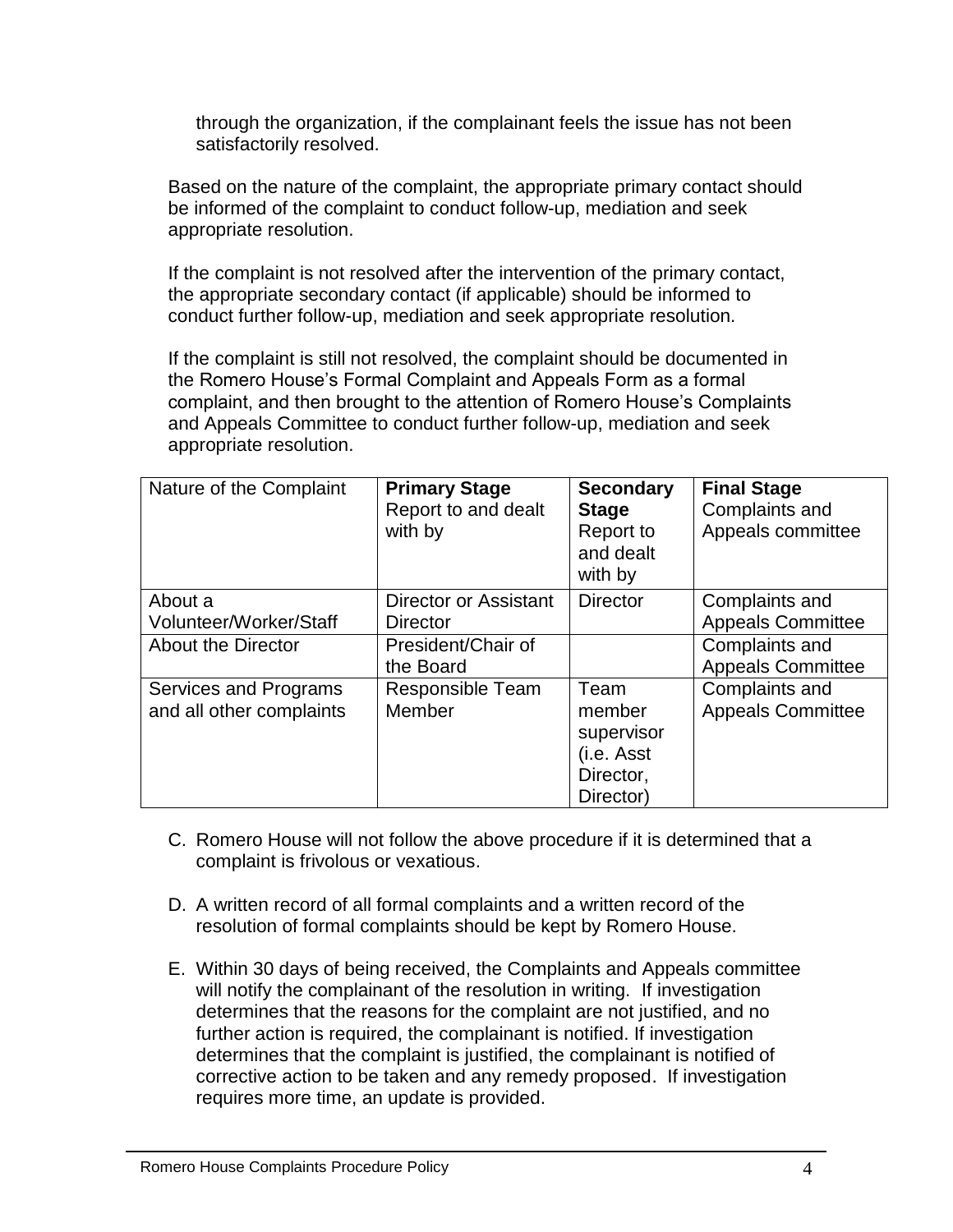through the organization, if the complainant feels the issue has not been satisfactorily resolved.

Based on the nature of the complaint, the appropriate primary contact should be informed of the complaint to conduct follow-up, mediation and seek appropriate resolution.

If the complaint is not resolved after the intervention of the primary contact, the appropriate secondary contact (if applicable) should be informed to conduct further follow-up, mediation and seek appropriate resolution.

If the complaint is still not resolved, the complaint should be documented in the Romero House's Formal Complaint and Appeals Form as a formal complaint, and then brought to the attention of Romero House's Complaints and Appeals Committee to conduct further follow-up, mediation and seek appropriate resolution.

| Nature of the Complaint | **Primary Stage** Report to and dealt with by | **Secondary Stage** Report to and dealt with by | **Final Stage** Complaints and Appeals committee |
|---|---|---|---|
| About a Volunteer/Worker/Staff | Director or Assistant Director | Director | Complaints and Appeals Committee |
| About the Director | President/Chair of the Board | | Complaints and Appeals Committee |
| Services and Programs and all other complaints | Responsible Team Member | Team member supervisor (i.e. Asst Director, Director) | Complaints and Appeals Committee |

C. Romero House will not follow the above procedure if it is determined that a complaint is frivolous or vexatious.

D. A written record of all formal complaints and a written record of the resolution of formal complaints should be kept by Romero House.

E. Within 30 days of being received, the Complaints and Appeals committee will notify the complainant of the resolution in writing. If investigation determines that the reasons for the complaint are not justified, and no further action is required, the complainant is notified. If investigation determines that the complaint is justified, the complainant is notified of corrective action to be taken and any remedy proposed. If investigation requires more time, an update is provided.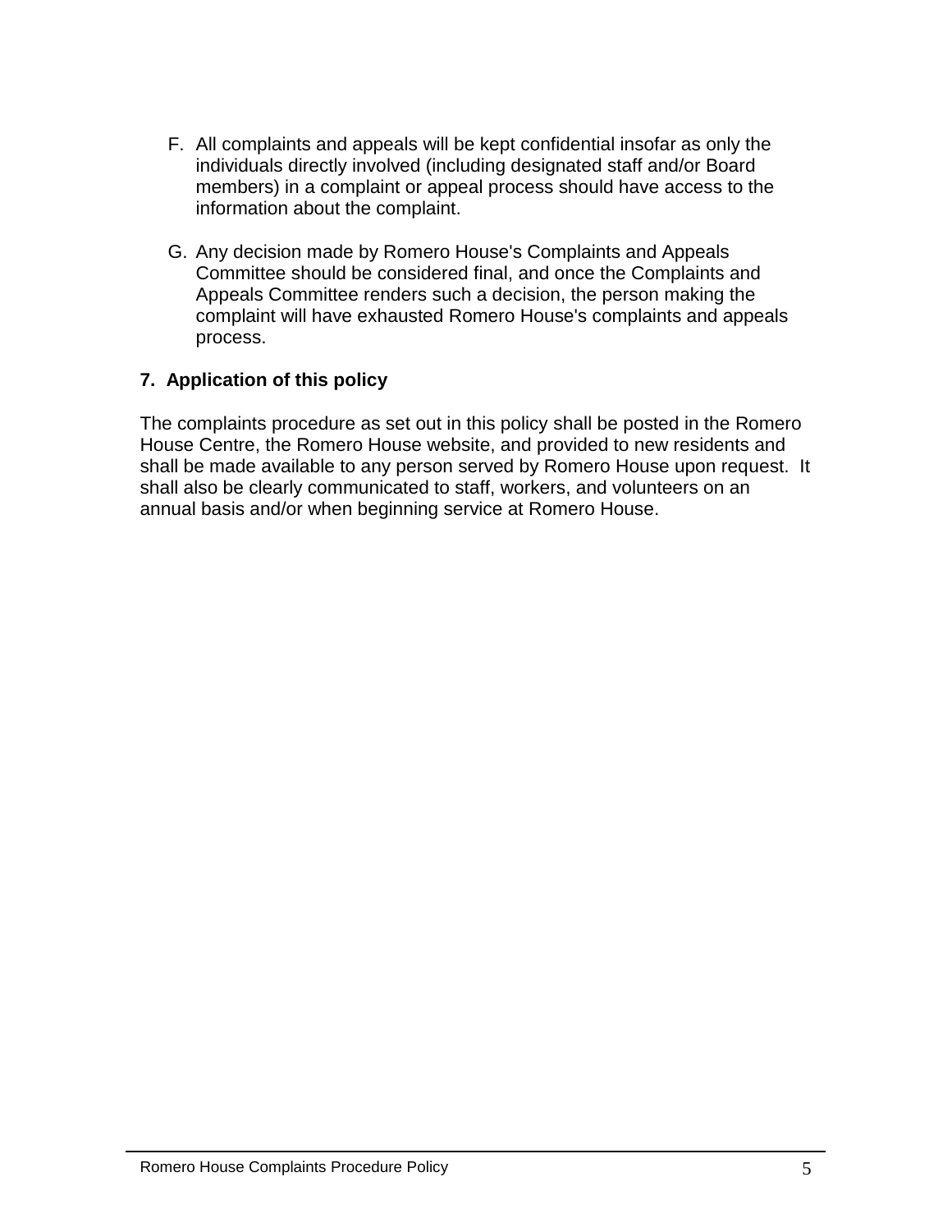F. All complaints and appeals will be kept confidential insofar as only the individuals directly involved (including designated staff and/or Board members) in a complaint or appeal process should have access to the information about the complaint.

G. Any decision made by Romero House's Complaints and Appeals Committee should be considered final, and once the Complaints and Appeals Committee renders such a decision, the person making the complaint will have exhausted Romero House's complaints and appeals process.

## 7. Application of this policy

The complaints procedure as set out in this policy shall be posted in the Romero House Centre, the Romero House website, and provided to new residents and shall be made available to any person served by Romero House upon request. It shall also be clearly communicated to staff, workers, and volunteers on an annual basis and/or when beginning service at Romero House.